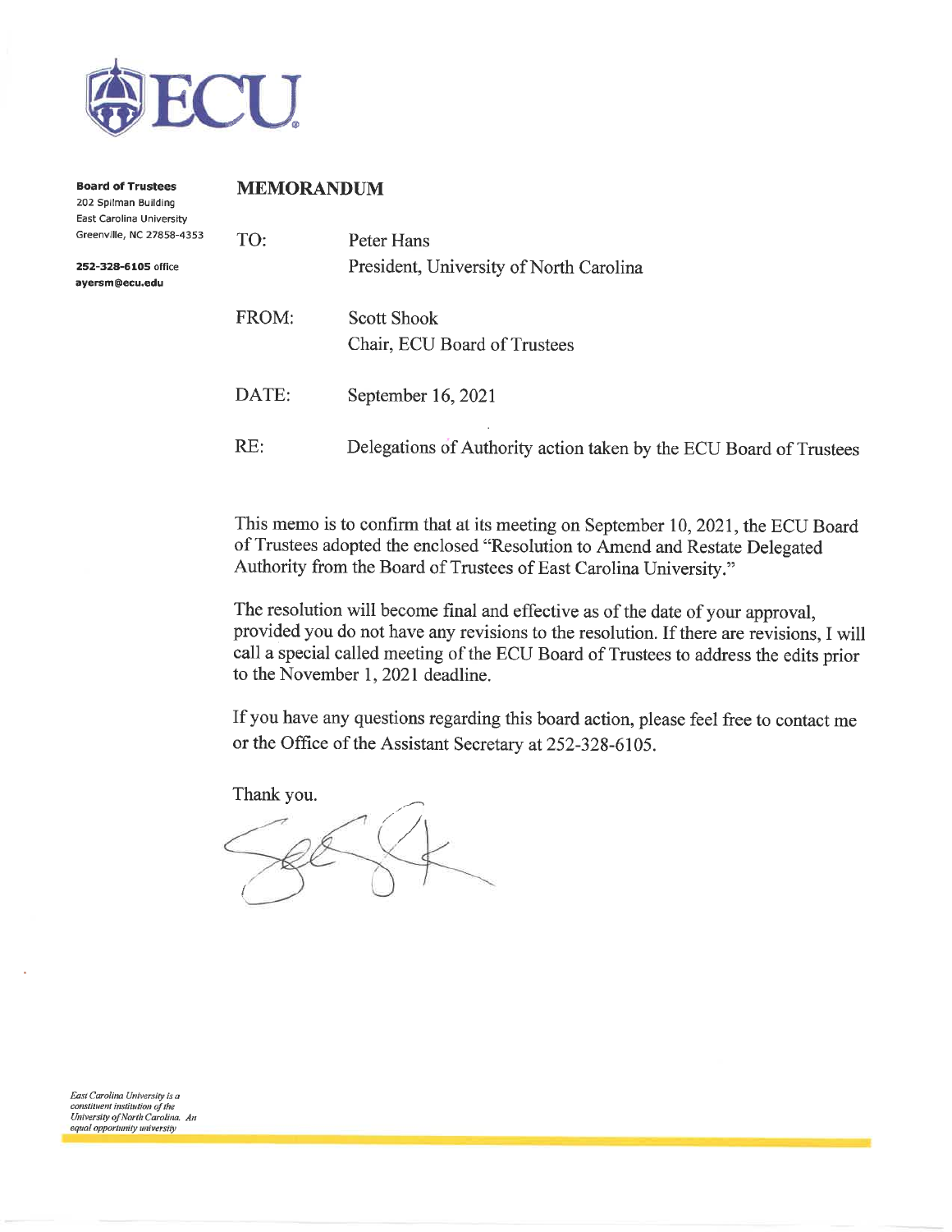**ECU**

**Board of Trustees**
202 Spilman Building
East Carolina University
Greenville, NC 27858-4353

**252-328-6105** office
**ayersm@ecu.edu**

## MEMORANDUM

TO: Peter Hans
President, University of North Carolina

FROM: Scott Shook
Chair, ECU Board of Trustees

DATE: September 16, 2021

RE: Delegations of Authority action taken by the ECU Board of Trustees

This memo is to confirm that at its meeting on September 10, 2021, the ECU Board of Trustees adopted the enclosed "Resolution to Amend and Restate Delegated Authority from the Board of Trustees of East Carolina University."

The resolution will become final and effective as of the date of your approval, provided you do not have any revisions to the resolution. If there are revisions, I will call a special called meeting of the ECU Board of Trustees to address the edits prior to the November 1, 2021 deadline.

If you have any questions regarding this board action, please feel free to contact me or the Office of the Assistant Secretary at 252-328-6105.

Thank you.

*East Carolina University is a constituent institution of the University of North Carolina. An equal opportunity university*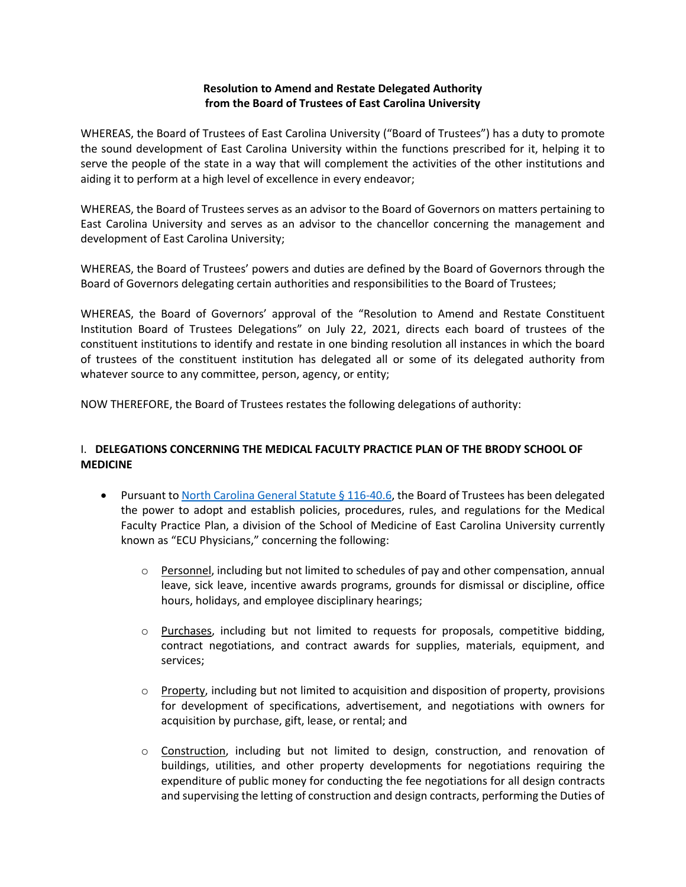**Resolution to Amend and Restate Delegated Authority from the Board of Trustees of East Carolina University**

WHEREAS, the Board of Trustees of East Carolina University ("Board of Trustees") has a duty to promote the sound development of East Carolina University within the functions prescribed for it, helping it to serve the people of the state in a way that will complement the activities of the other institutions and aiding it to perform at a high level of excellence in every endeavor;

WHEREAS, the Board of Trustees serves as an advisor to the Board of Governors on matters pertaining to East Carolina University and serves as an advisor to the chancellor concerning the management and development of East Carolina University;

WHEREAS, the Board of Trustees' powers and duties are defined by the Board of Governors through the Board of Governors delegating certain authorities and responsibilities to the Board of Trustees;

WHEREAS, the Board of Governors' approval of the "Resolution to Amend and Restate Constituent Institution Board of Trustees Delegations" on July 22, 2021, directs each board of trustees of the constituent institutions to identify and restate in one binding resolution all instances in which the board of trustees of the constituent institution has delegated all or some of its delegated authority from whatever source to any committee, person, agency, or entity;

NOW THEREFORE, the Board of Trustees restates the following delegations of authority:

## I. DELEGATIONS CONCERNING THE MEDICAL FACULTY PRACTICE PLAN OF THE BRODY SCHOOL OF MEDICINE

- Pursuant to North Carolina General Statute § 116-40.6, the Board of Trustees has been delegated the power to adopt and establish policies, procedures, rules, and regulations for the Medical Faculty Practice Plan, a division of the School of Medicine of East Carolina University currently known as "ECU Physicians," concerning the following:
  - Personnel, including but not limited to schedules of pay and other compensation, annual leave, sick leave, incentive awards programs, grounds for dismissal or discipline, office hours, holidays, and employee disciplinary hearings;
  - Purchases, including but not limited to requests for proposals, competitive bidding, contract negotiations, and contract awards for supplies, materials, equipment, and services;
  - Property, including but not limited to acquisition and disposition of property, provisions for development of specifications, advertisement, and negotiations with owners for acquisition by purchase, gift, lease, or rental; and
  - Construction, including but not limited to design, construction, and renovation of buildings, utilities, and other property developments for negotiations requiring the expenditure of public money for conducting the fee negotiations for all design contracts and supervising the letting of construction and design contracts, performing the Duties of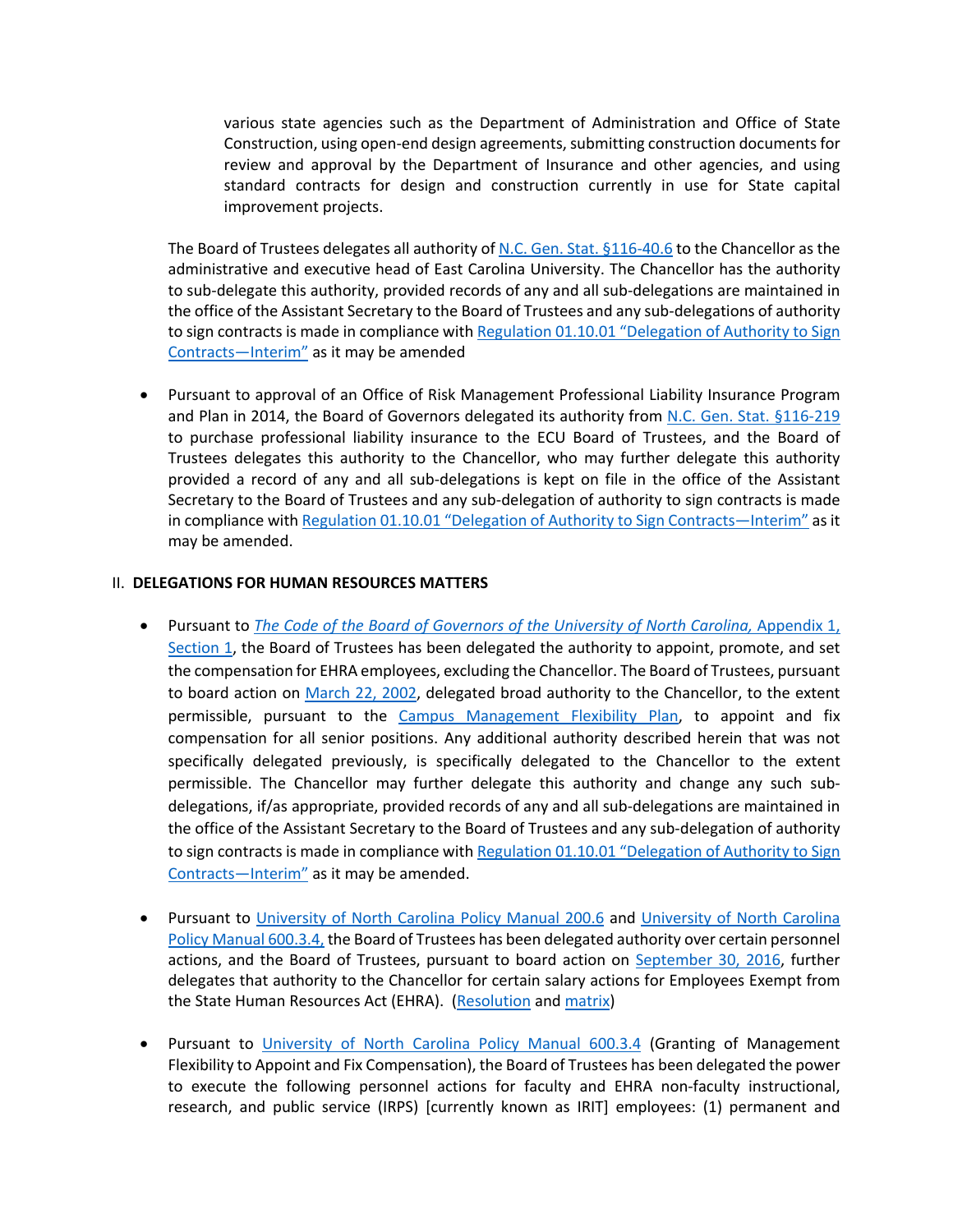various state agencies such as the Department of Administration and Office of State Construction, using open-end design agreements, submitting construction documents for review and approval by the Department of Insurance and other agencies, and using standard contracts for design and construction currently in use for State capital improvement projects.

The Board of Trustees delegates all authority of N.C. Gen. Stat. §116-40.6 to the Chancellor as the administrative and executive head of East Carolina University. The Chancellor has the authority to sub-delegate this authority, provided records of any and all sub-delegations are maintained in the office of the Assistant Secretary to the Board of Trustees and any sub-delegations of authority to sign contracts is made in compliance with Regulation 01.10.01 "Delegation of Authority to Sign Contracts—Interim" as it may be amended

- Pursuant to approval of an Office of Risk Management Professional Liability Insurance Program and Plan in 2014, the Board of Governors delegated its authority from N.C. Gen. Stat. §116-219 to purchase professional liability insurance to the ECU Board of Trustees, and the Board of Trustees delegates this authority to the Chancellor, who may further delegate this authority provided a record of any and all sub-delegations is kept on file in the office of the Assistant Secretary to the Board of Trustees and any sub-delegation of authority to sign contracts is made in compliance with Regulation 01.10.01 "Delegation of Authority to Sign Contracts—Interim" as it may be amended.

## II. DELEGATIONS FOR HUMAN RESOURCES MATTERS

- Pursuant to *The Code of the Board of Governors of the University of North Carolina,* Appendix 1, Section 1, the Board of Trustees has been delegated the authority to appoint, promote, and set the compensation for EHRA employees, excluding the Chancellor. The Board of Trustees, pursuant to board action on March 22, 2002, delegated broad authority to the Chancellor, to the extent permissible, pursuant to the Campus Management Flexibility Plan, to appoint and fix compensation for all senior positions. Any additional authority described herein that was not specifically delegated previously, is specifically delegated to the Chancellor to the extent permissible. The Chancellor may further delegate this authority and change any such sub-delegations, if/as appropriate, provided records of any and all sub-delegations are maintained in the office of the Assistant Secretary to the Board of Trustees and any sub-delegation of authority to sign contracts is made in compliance with Regulation 01.10.01 "Delegation of Authority to Sign Contracts—Interim" as it may be amended.

- Pursuant to University of North Carolina Policy Manual 200.6 and University of North Carolina Policy Manual 600.3.4, the Board of Trustees has been delegated authority over certain personnel actions, and the Board of Trustees, pursuant to board action on September 30, 2016, further delegates that authority to the Chancellor for certain salary actions for Employees Exempt from the State Human Resources Act (EHRA). (Resolution and matrix)

- Pursuant to University of North Carolina Policy Manual 600.3.4 (Granting of Management Flexibility to Appoint and Fix Compensation), the Board of Trustees has been delegated the power to execute the following personnel actions for faculty and EHRA non-faculty instructional, research, and public service (IRPS) [currently known as IRIT] employees: (1) permanent and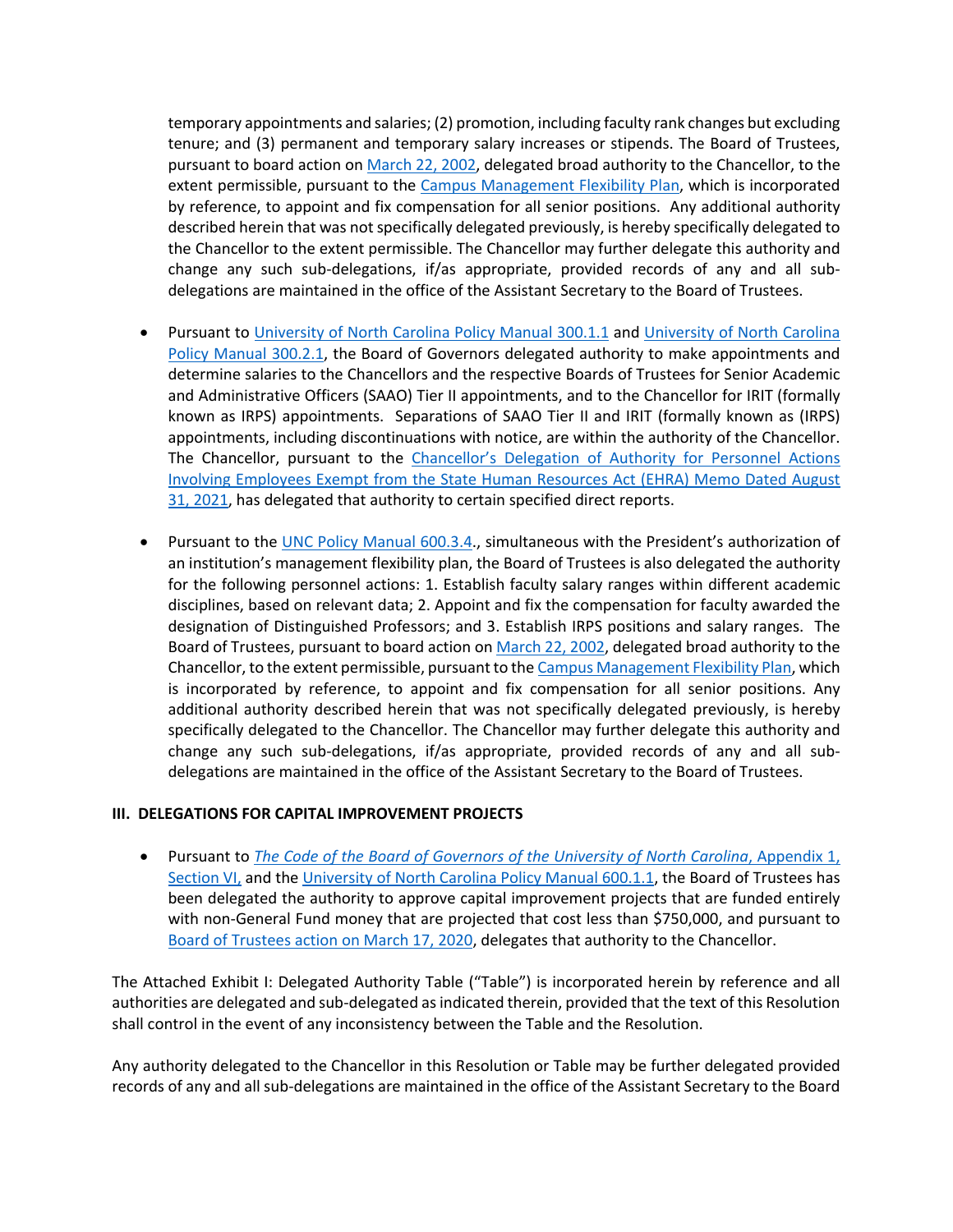temporary appointments and salaries; (2) promotion, including faculty rank changes but excluding tenure; and (3) permanent and temporary salary increases or stipends. The Board of Trustees, pursuant to board action on March 22, 2002, delegated broad authority to the Chancellor, to the extent permissible, pursuant to the Campus Management Flexibility Plan, which is incorporated by reference, to appoint and fix compensation for all senior positions. Any additional authority described herein that was not specifically delegated previously, is hereby specifically delegated to the Chancellor to the extent permissible. The Chancellor may further delegate this authority and change any such sub-delegations, if/as appropriate, provided records of any and all sub-delegations are maintained in the office of the Assistant Secretary to the Board of Trustees.

- Pursuant to University of North Carolina Policy Manual 300.1.1 and University of North Carolina Policy Manual 300.2.1, the Board of Governors delegated authority to make appointments and determine salaries to the Chancellors and the respective Boards of Trustees for Senior Academic and Administrative Officers (SAAO) Tier II appointments, and to the Chancellor for IRIT (formally known as IRPS) appointments. Separations of SAAO Tier II and IRIT (formally known as (IRPS) appointments, including discontinuations with notice, are within the authority of the Chancellor. The Chancellor, pursuant to the Chancellor's Delegation of Authority for Personnel Actions Involving Employees Exempt from the State Human Resources Act (EHRA) Memo Dated August 31, 2021, has delegated that authority to certain specified direct reports.

- Pursuant to the UNC Policy Manual 600.3.4., simultaneous with the President's authorization of an institution's management flexibility plan, the Board of Trustees is also delegated the authority for the following personnel actions: 1. Establish faculty salary ranges within different academic disciplines, based on relevant data; 2. Appoint and fix the compensation for faculty awarded the designation of Distinguished Professors; and 3. Establish IRPS positions and salary ranges. The Board of Trustees, pursuant to board action on March 22, 2002, delegated broad authority to the Chancellor, to the extent permissible, pursuant to the Campus Management Flexibility Plan, which is incorporated by reference, to appoint and fix compensation for all senior positions. Any additional authority described herein that was not specifically delegated previously, is hereby specifically delegated to the Chancellor. The Chancellor may further delegate this authority and change any such sub-delegations, if/as appropriate, provided records of any and all sub-delegations are maintained in the office of the Assistant Secretary to the Board of Trustees.

**III. DELEGATIONS FOR CAPITAL IMPROVEMENT PROJECTS**

- Pursuant to *The Code of the Board of Governors of the University of North Carolina*, Appendix 1, Section VI, and the University of North Carolina Policy Manual 600.1.1, the Board of Trustees has been delegated the authority to approve capital improvement projects that are funded entirely with non-General Fund money that are projected that cost less than $750,000, and pursuant to Board of Trustees action on March 17, 2020, delegates that authority to the Chancellor.

The Attached Exhibit I: Delegated Authority Table ("Table") is incorporated herein by reference and all authorities are delegated and sub-delegated as indicated therein, provided that the text of this Resolution shall control in the event of any inconsistency between the Table and the Resolution.

Any authority delegated to the Chancellor in this Resolution or Table may be further delegated provided records of any and all sub-delegations are maintained in the office of the Assistant Secretary to the Board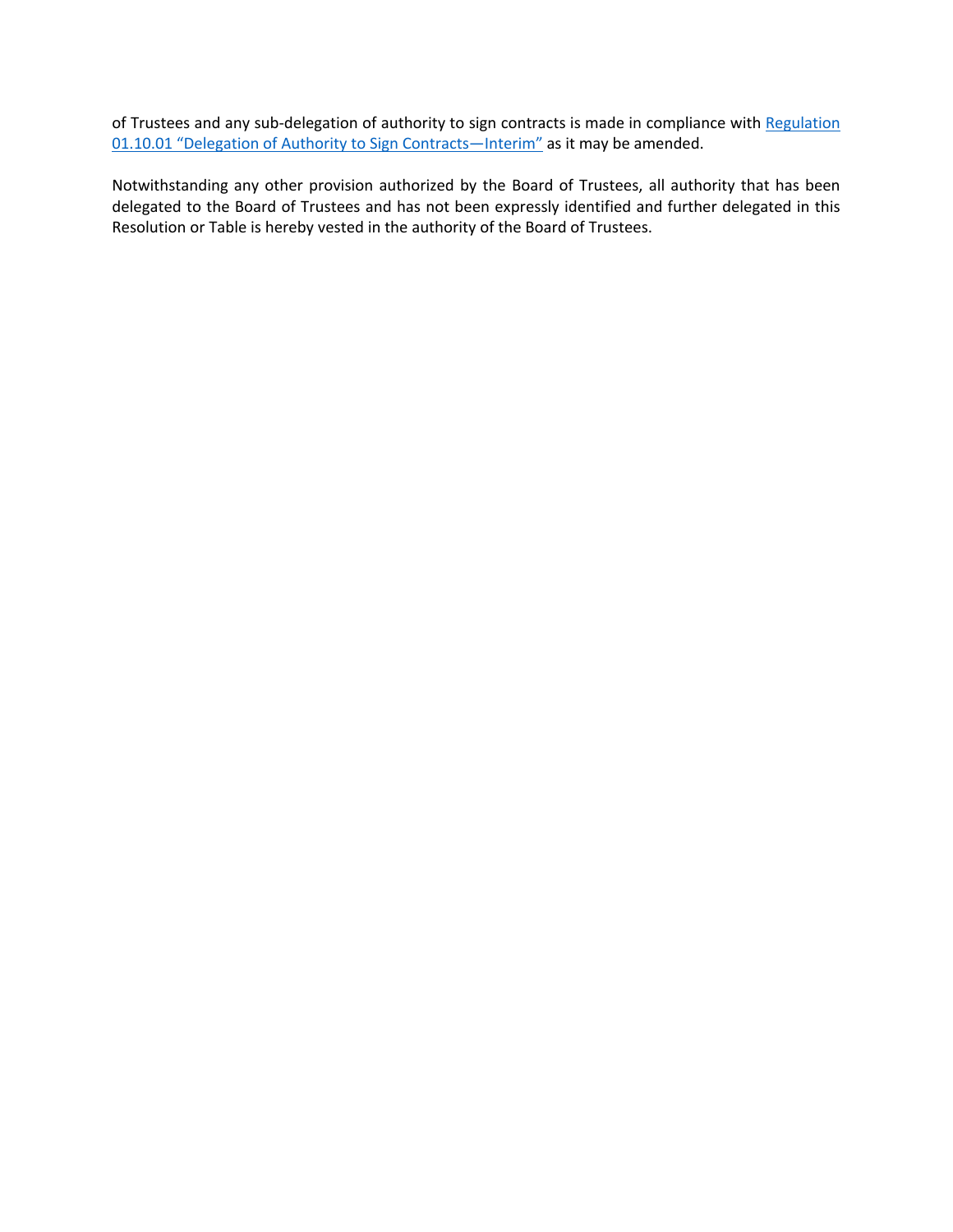of Trustees and any sub-delegation of authority to sign contracts is made in compliance with Regulation 01.10.01 "Delegation of Authority to Sign Contracts—Interim" as it may be amended.

Notwithstanding any other provision authorized by the Board of Trustees, all authority that has been delegated to the Board of Trustees and has not been expressly identified and further delegated in this Resolution or Table is hereby vested in the authority of the Board of Trustees.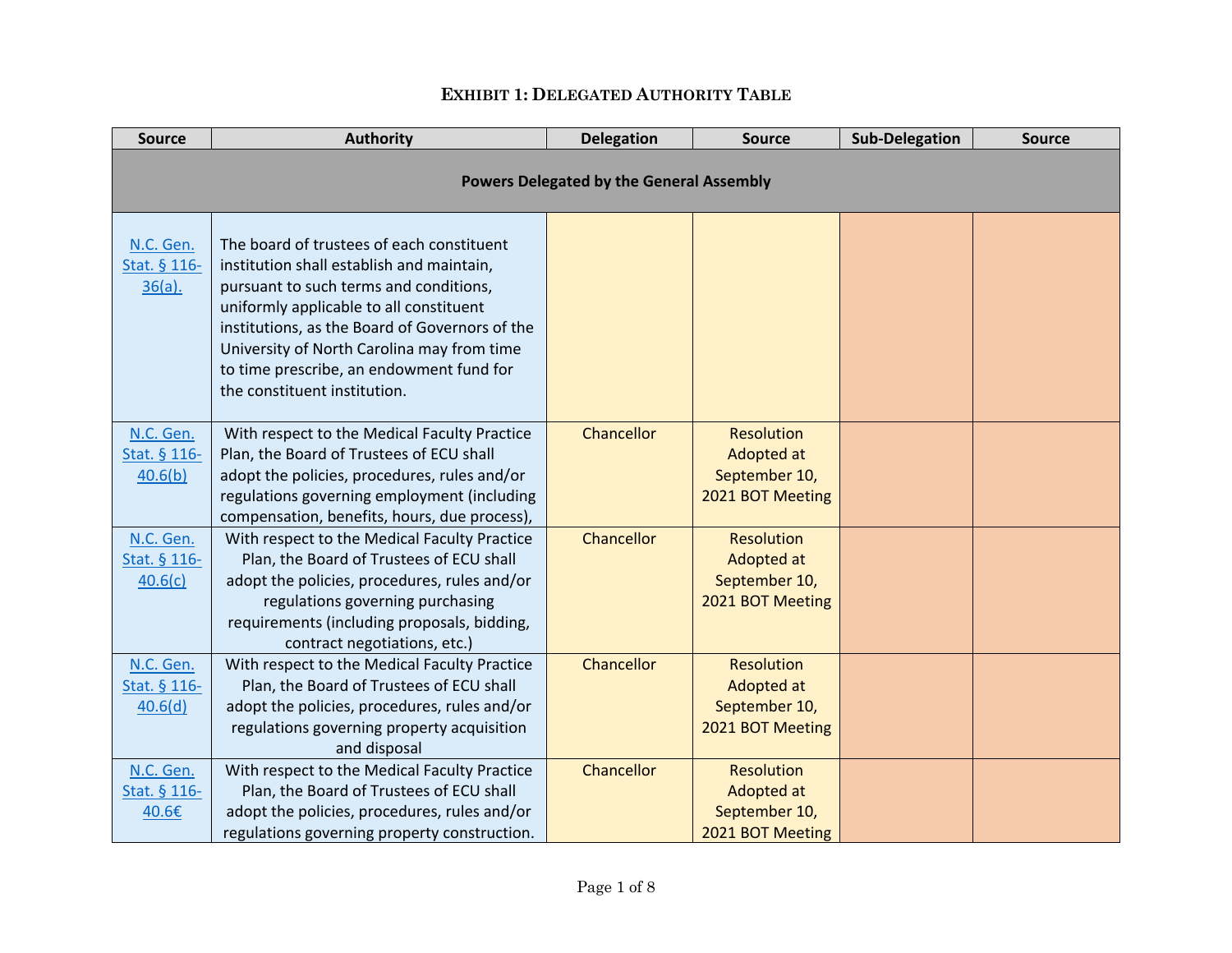## EXHIBIT 1: DELEGATED AUTHORITY TABLE

| Source | Authority | Delegation | Source | Sub-Delegation | Source |
|---|---|---|---|---|---|
| **Powers Delegated by the General Assembly** | | | | | |
| N.C. Gen. Stat. § 116-36(a). | The board of trustees of each constituent institution shall establish and maintain, pursuant to such terms and conditions, uniformly applicable to all constituent institutions, as the Board of Governors of the University of North Carolina may from time to time prescribe, an endowment fund for the constituent institution. | | | | |
| N.C. Gen. Stat. § 116-40.6(b) | With respect to the Medical Faculty Practice Plan, the Board of Trustees of ECU shall adopt the policies, procedures, rules and/or regulations governing employment (including compensation, benefits, hours, due process), | Chancellor | Resolution Adopted at September 10, 2021 BOT Meeting | | |
| N.C. Gen. Stat. § 116-40.6(c) | With respect to the Medical Faculty Practice Plan, the Board of Trustees of ECU shall adopt the policies, procedures, rules and/or regulations governing purchasing requirements (including proposals, bidding, contract negotiations, etc.) | Chancellor | Resolution Adopted at September 10, 2021 BOT Meeting | | |
| N.C. Gen. Stat. § 116-40.6(d) | With respect to the Medical Faculty Practice Plan, the Board of Trustees of ECU shall adopt the policies, procedures, rules and/or regulations governing property acquisition and disposal | Chancellor | Resolution Adopted at September 10, 2021 BOT Meeting | | |
| N.C. Gen. Stat. § 116-40.6€ | With respect to the Medical Faculty Practice Plan, the Board of Trustees of ECU shall adopt the policies, procedures, rules and/or regulations governing property construction. | Chancellor | Resolution Adopted at September 10, 2021 BOT Meeting | | |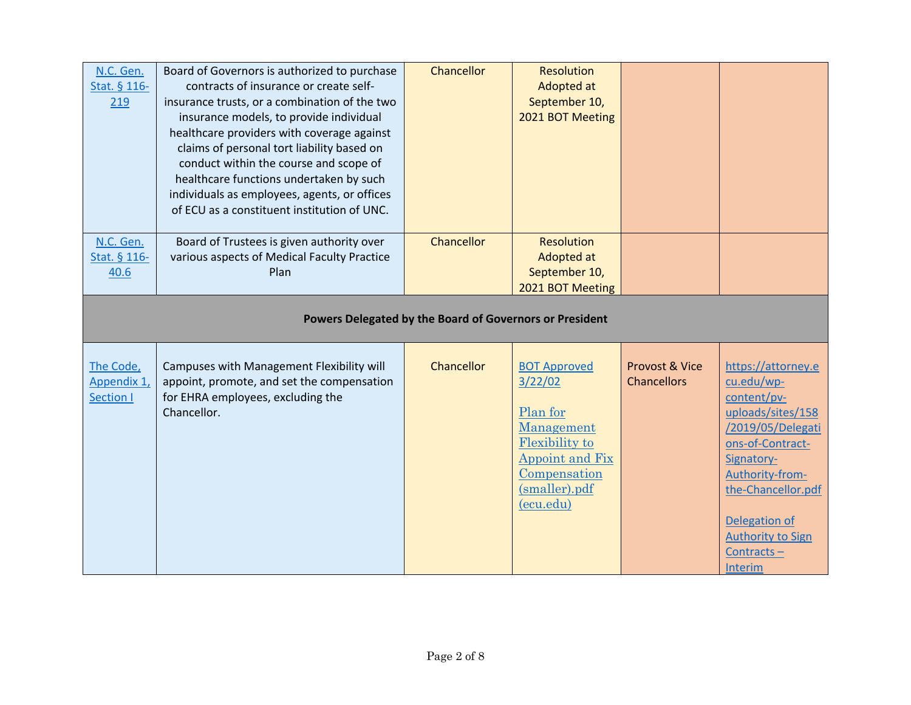| | | | | | |
|---|---|---|---|---|---|
| N.C. Gen. Stat. § 116-219 | Board of Governors is authorized to purchase contracts of insurance or create self-insurance trusts, or a combination of the two insurance models, to provide individual healthcare providers with coverage against claims of personal tort liability based on conduct within the course and scope of healthcare functions undertaken by such individuals as employees, agents, or offices of ECU as a constituent institution of UNC. | Chancellor | Resolution Adopted at September 10, 2021 BOT Meeting | | |
| N.C. Gen. Stat. § 116-40.6 | Board of Trustees is given authority over various aspects of Medical Faculty Practice Plan | Chancellor | Resolution Adopted at September 10, 2021 BOT Meeting | | |
| **Powers Delegated by the Board of Governors or President** | | | | | |
| The Code, Appendix 1, Section I | Campuses with Management Flexibility will appoint, promote, and set the compensation for EHRA employees, excluding the Chancellor. | Chancellor | BOT Approved 3/22/02<br><br>Plan for Management Flexibility to Appoint and Fix Compensation (smaller).pdf (ecu.edu) | Provost & Vice Chancellors | https://attorney.ecu.edu/wp-content/pv-uploads/sites/158/2019/05/Delegations-of-Contract-Signatory-Authority-from-the-Chancellor.pdf<br><br>Delegation of Authority to Sign Contracts – Interim |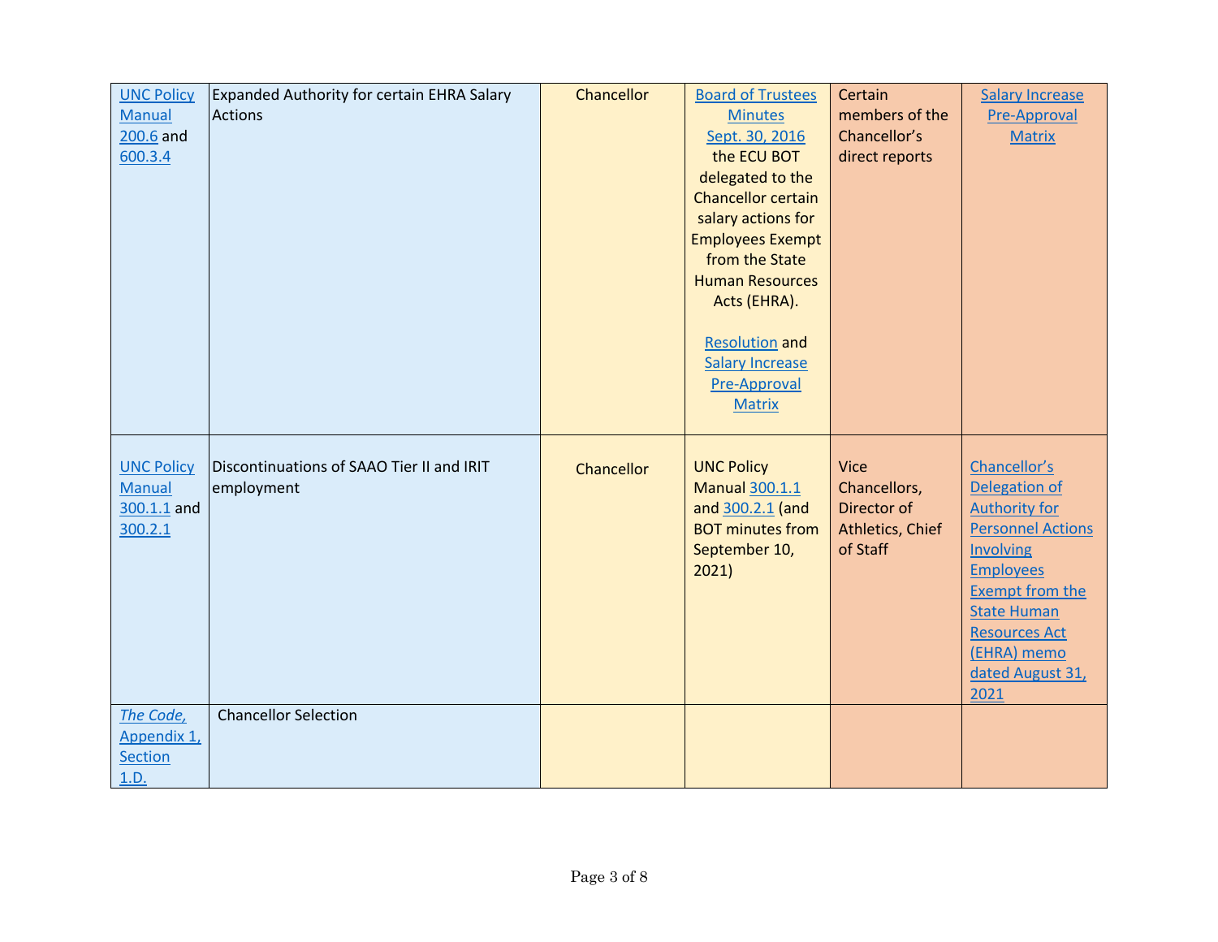| | | | | | |
|---|---|---|---|---|---|
| UNC Policy Manual 200.6 and 600.3.4 | Expanded Authority for certain EHRA Salary Actions | Chancellor | Board of Trustees Minutes Sept. 30, 2016 the ECU BOT delegated to the Chancellor certain salary actions for Employees Exempt from the State Human Resources Acts (EHRA).<br><br>Resolution and Salary Increase Pre-Approval Matrix | Certain members of the Chancellor's direct reports | Salary Increase Pre-Approval Matrix |
| UNC Policy Manual 300.1.1 and 300.2.1 | Discontinuations of SAAO Tier II and IRIT employment | Chancellor | UNC Policy Manual 300.1.1 and 300.2.1 (and BOT minutes from September 10, 2021) | Vice Chancellors, Director of Athletics, Chief of Staff | Chancellor's Delegation of Authority for Personnel Actions Involving Employees Exempt from the State Human Resources Act (EHRA) memo dated August 31, 2021 |
| *The Code,* Appendix 1, Section 1.D. | Chancellor Selection | | | | |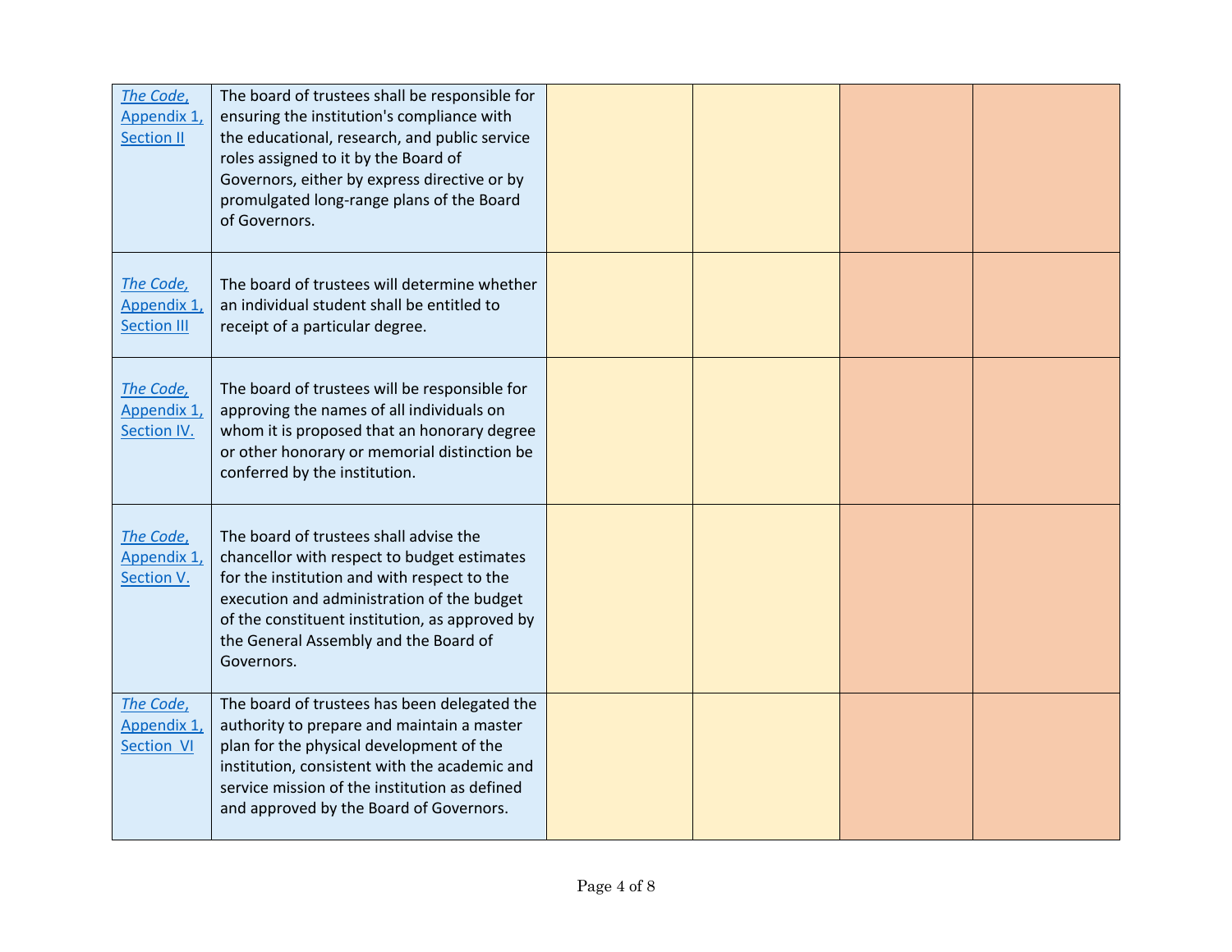| | | | | | |
|---|---|---|---|---|---|
| *The Code*, Appendix 1, Section II | The board of trustees shall be responsible for ensuring the institution's compliance with the educational, research, and public service roles assigned to it by the Board of Governors, either by express directive or by promulgated long-range plans of the Board of Governors. | | | | |
| *The Code,* Appendix 1, Section III | The board of trustees will determine whether an individual student shall be entitled to receipt of a particular degree. | | | | |
| *The Code,* Appendix 1, Section IV. | The board of trustees will be responsible for approving the names of all individuals on whom it is proposed that an honorary degree or other honorary or memorial distinction be conferred by the institution. | | | | |
| *The Code*, Appendix 1, Section V. | The board of trustees shall advise the chancellor with respect to budget estimates for the institution and with respect to the execution and administration of the budget of the constituent institution, as approved by the General Assembly and the Board of Governors. | | | | |
| *The Code*, Appendix 1, Section VI | The board of trustees has been delegated the authority to prepare and maintain a master plan for the physical development of the institution, consistent with the academic and service mission of the institution as defined and approved by the Board of Governors. | | | | |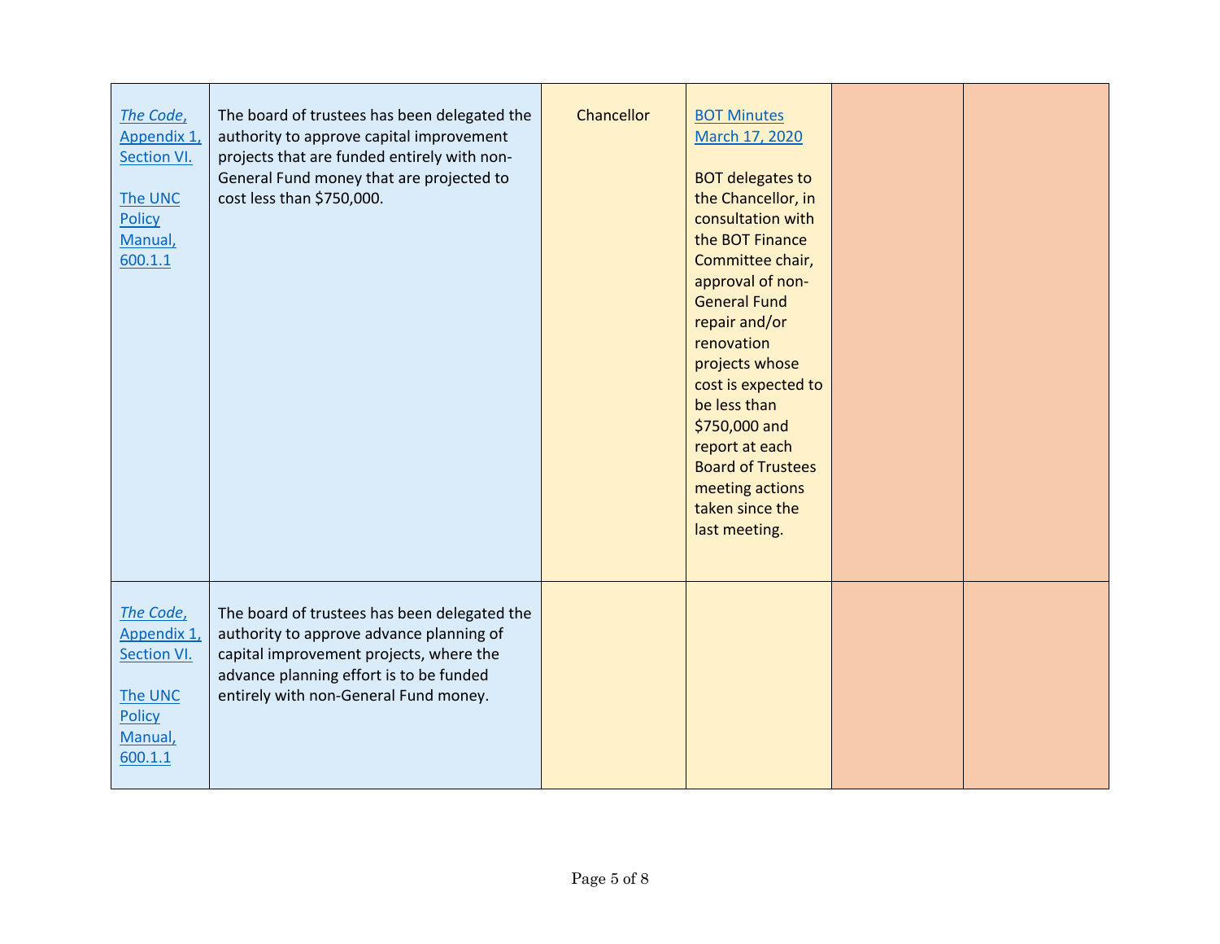| | | | | | |
|---|---|---|---|---|---|
| *The Code*, Appendix 1, Section VI.<br><br>The UNC Policy Manual, 600.1.1 | The board of trustees has been delegated the authority to approve capital improvement projects that are funded entirely with non-General Fund money that are projected to cost less than $750,000. | Chancellor | BOT Minutes March 17, 2020<br><br>BOT delegates to the Chancellor, in consultation with the BOT Finance Committee chair, approval of non-General Fund repair and/or renovation projects whose cost is expected to be less than $750,000 and report at each Board of Trustees meeting actions taken since the last meeting. | | |
| *The Code*, Appendix 1, Section VI.<br><br>The UNC Policy Manual, 600.1.1 | The board of trustees has been delegated the authority to approve advance planning of capital improvement projects, where the advance planning effort is to be funded entirely with non-General Fund money. | | | | |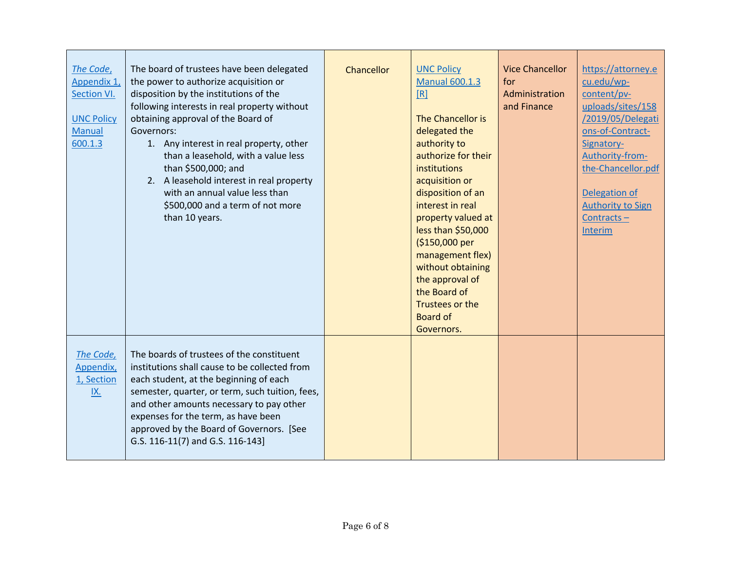| | | | | | |
|---|---|---|---|---|---|
| *The Code,* Appendix 1, Section VI.<br><br>UNC Policy Manual 600.1.3 | The board of trustees have been delegated the power to authorize acquisition or disposition by the institutions of the following interests in real property without obtaining approval of the Board of Governors:<br>1. Any interest in real property, other than a leasehold, with a value less than $500,000; and<br>2. A leasehold interest in real property with an annual value less than $500,000 and a term of not more than 10 years. | Chancellor | UNC Policy Manual 600.1.3 [R]<br><br>The Chancellor is delegated the authority to authorize for their institutions acquisition or disposition of an interest in real property valued at less than $50,000 ($150,000 per management flex) without obtaining the approval of the Board of Trustees or the Board of Governors. | Vice Chancellor for Administration and Finance | https://attorney.ecu.edu/wp-content/pv-uploads/sites/158/2019/05/Delegations-of-Contract-Signatory-Authority-from-the-Chancellor.pdf<br><br>Delegation of Authority to Sign Contracts – Interim |
| *The Code,* Appendix, 1, Section IX. | The boards of trustees of the constituent institutions shall cause to be collected from each student, at the beginning of each semester, quarter, or term, such tuition, fees, and other amounts necessary to pay other expenses for the term, as have been approved by the Board of Governors. [See G.S. 116-11(7) and G.S. 116-143] | | | | |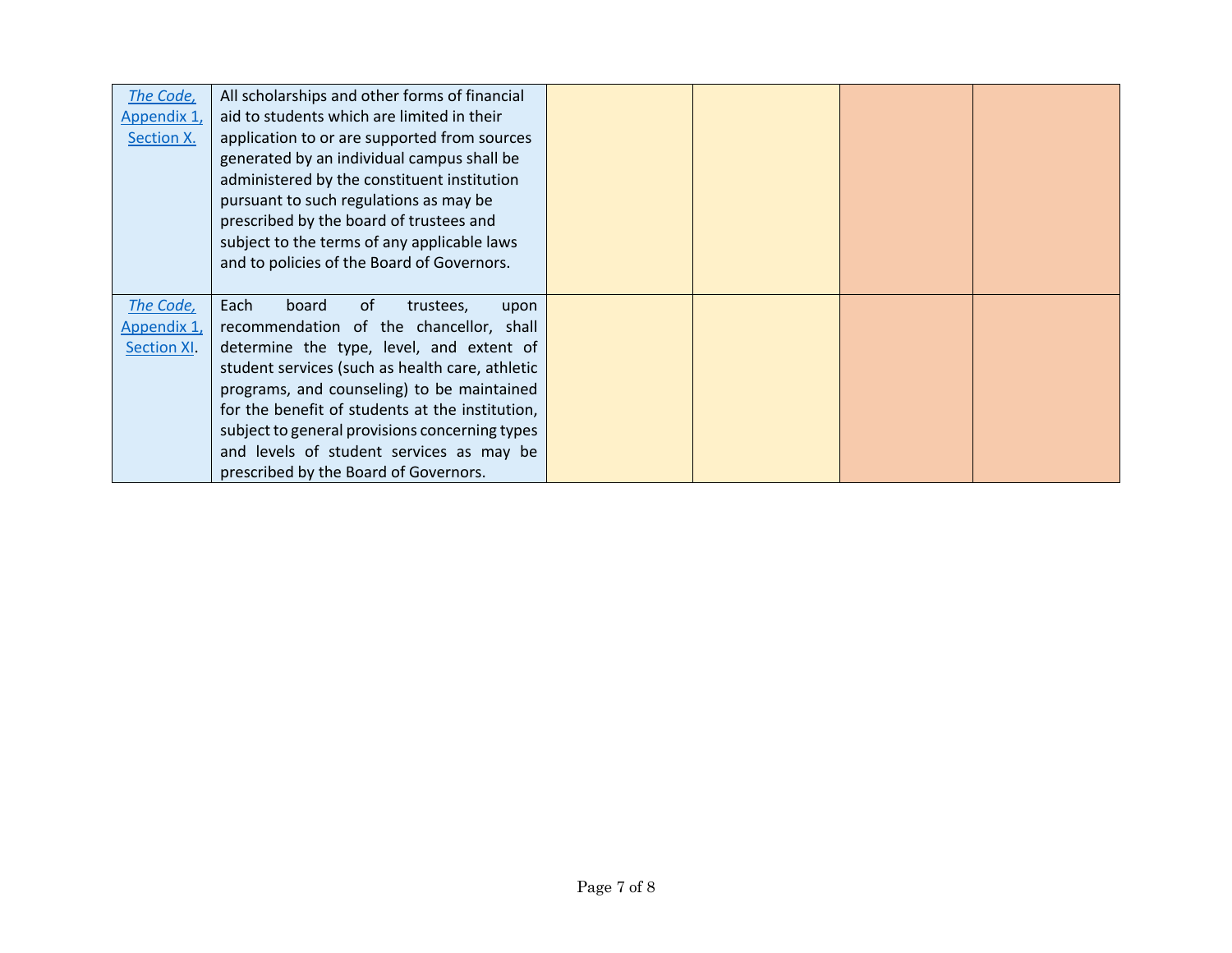| | | | | | |
|---|---|---|---|---|---|
| *The Code,* Appendix 1, Section X. | All scholarships and other forms of financial aid to students which are limited in their application to or are supported from sources generated by an individual campus shall be administered by the constituent institution pursuant to such regulations as may be prescribed by the board of trustees and subject to the terms of any applicable laws and to policies of the Board of Governors. | | | | |
| *The Code,* Appendix 1, Section XI. | Each board of trustees, upon recommendation of the chancellor, shall determine the type, level, and extent of student services (such as health care, athletic programs, and counseling) to be maintained for the benefit of students at the institution, subject to general provisions concerning types and levels of student services as may be prescribed by the Board of Governors. | | | | |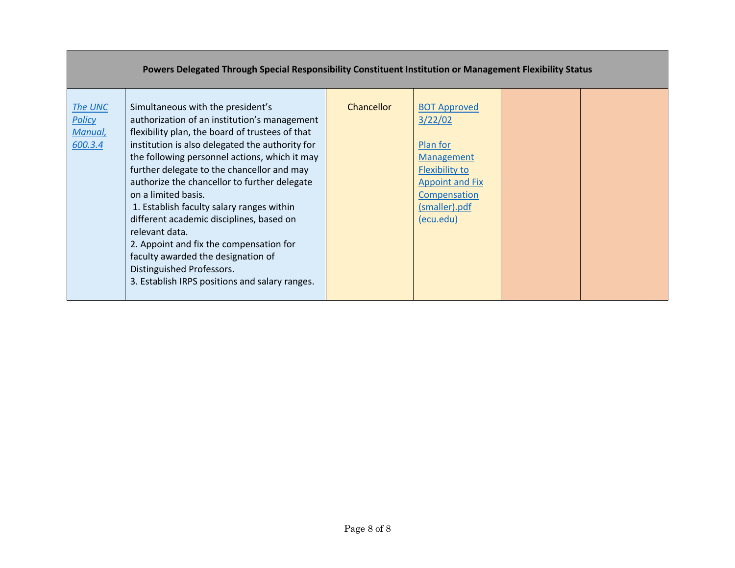| Powers Delegated Through Special Responsibility Constituent Institution or Management Flexibility Status | | | | | |
|---|---|---|---|---|---|
| *The UNC Policy Manual, 600.3.4* | Simultaneous with the president's authorization of an institution's management flexibility plan, the board of trustees of that institution is also delegated the authority for the following personnel actions, which it may further delegate to the chancellor and may authorize the chancellor to further delegate on a limited basis.<br>1. Establish faculty salary ranges within different academic disciplines, based on relevant data.<br>2. Appoint and fix the compensation for faculty awarded the designation of Distinguished Professors.<br>3. Establish IRPS positions and salary ranges. | Chancellor | BOT Approved 3/22/02<br><br>Plan for Management Flexibility to Appoint and Fix Compensation (smaller).pdf (ecu.edu) | | |